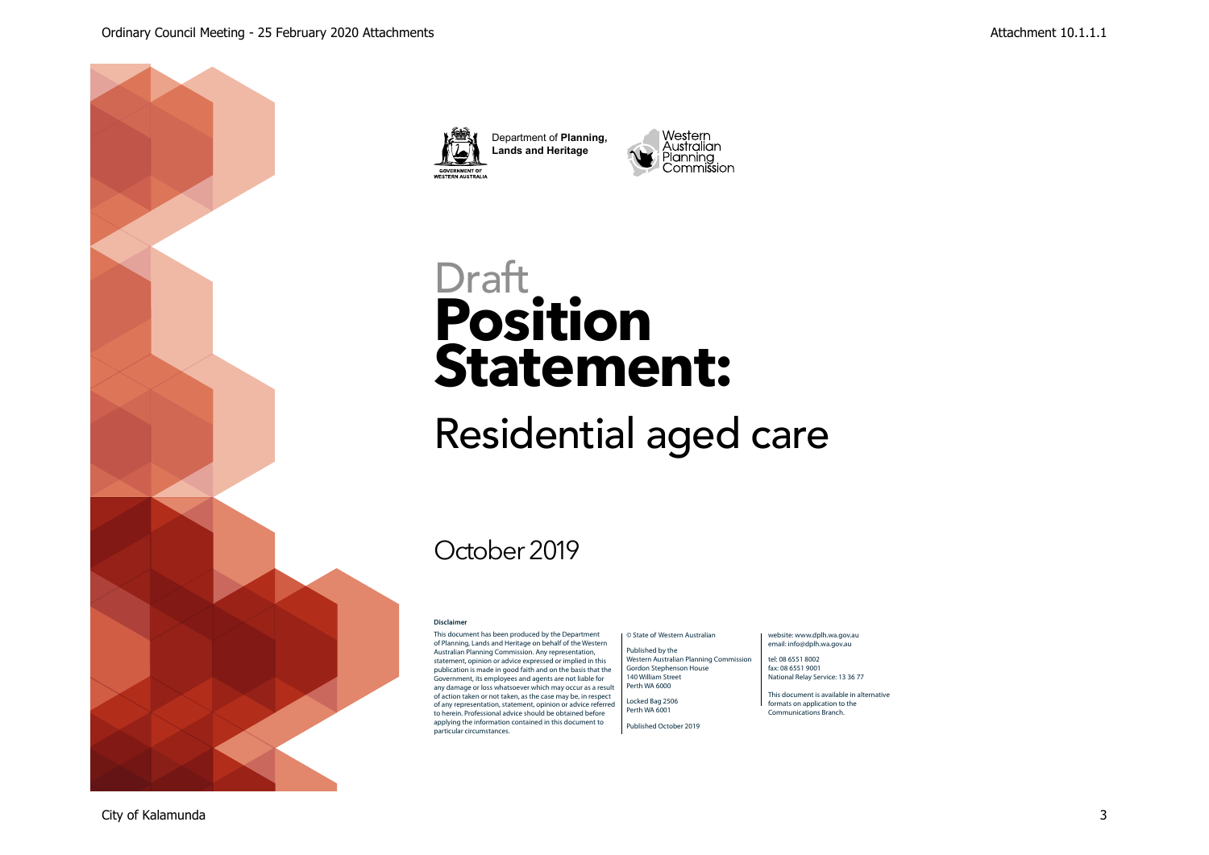Department of **Planning, Lands and Heritage**

Western Australian Planning Commission

# Draft Position Statement: Residential aged care

October 2019

**Disclaimer**

This document has been produced by the Department of Planning, Lands and Heritage on behalf of the Western Australian Planning Commission. Any representation, statement, opinion or advice expressed or implied in this publication is made in good faith and on the basis that the Government, its employees and agents are not liable for any damage or loss whatsoever which may occur as a result of action taken or not taken, as the case may be, in respect of any representation, statement, opinion or advice referred to herein. Professional advice should be obtained before applying the information contained in this document to particular circumstances.

© State of Western Australian

Published by the
Western Australian Planning Commission
Gordon Stephenson House
140 William Street
Perth WA 6000

Locked Bag 2506
Perth WA 6001

Published October 2019

website: www.dplh.wa.gov.au
email: info@dplh.wa.gov.au

tel: 08 6551 8002
fax: 08 6551 9001
National Relay Service: 13 36 77

This document is available in alternative formats on application to the Communications Branch.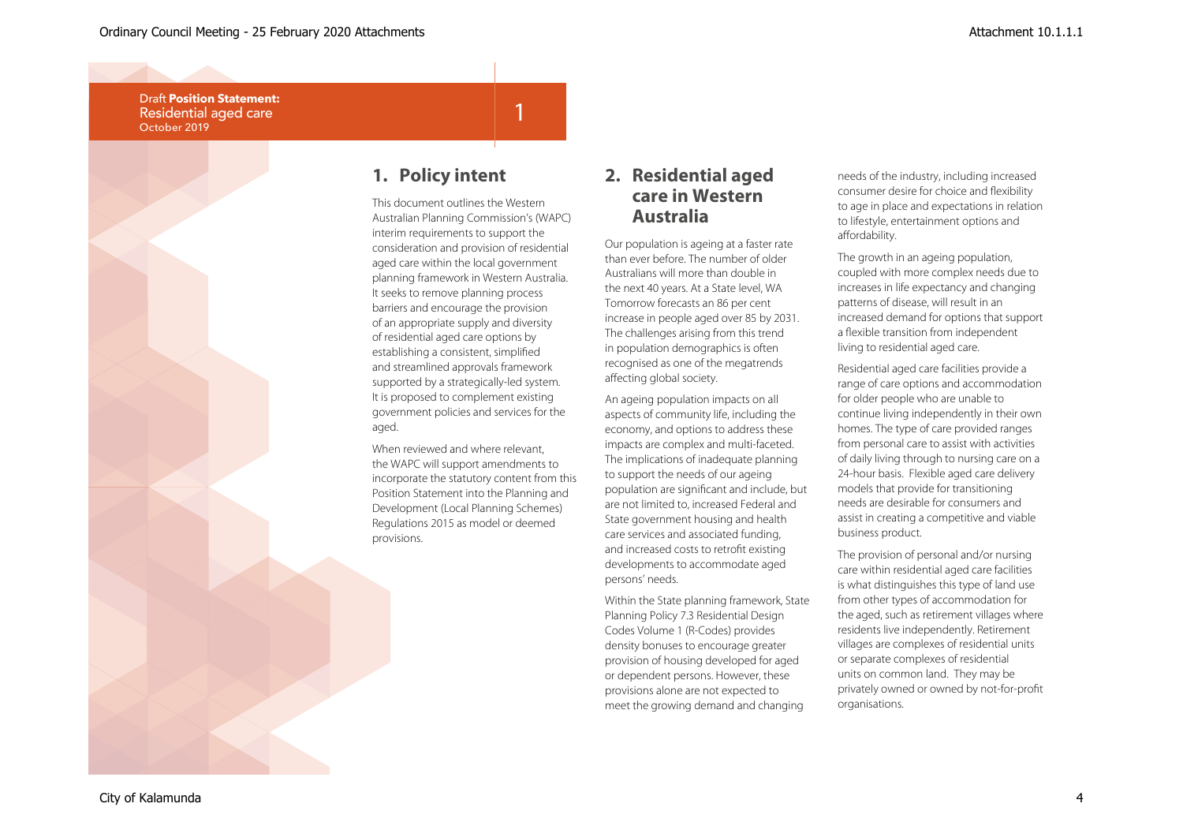Draft **Position Statement:**
Residential aged care
October 2019

## 1. Policy intent

This document outlines the Western Australian Planning Commission's (WAPC) interim requirements to support the consideration and provision of residential aged care within the local government planning framework in Western Australia. It seeks to remove planning process barriers and encourage the provision of an appropriate supply and diversity of residential aged care options by establishing a consistent, simplified and streamlined approvals framework supported by a strategically-led system. It is proposed to complement existing government policies and services for the aged.

When reviewed and where relevant, the WAPC will support amendments to incorporate the statutory content from this Position Statement into the Planning and Development (Local Planning Schemes) Regulations 2015 as model or deemed provisions.

## 2. Residential aged care in Western Australia

Our population is ageing at a faster rate than ever before. The number of older Australians will more than double in the next 40 years. At a State level, WA Tomorrow forecasts an 86 per cent increase in people aged over 85 by 2031. The challenges arising from this trend in population demographics is often recognised as one of the megatrends affecting global society.

An ageing population impacts on all aspects of community life, including the economy, and options to address these impacts are complex and multi-faceted. The implications of inadequate planning to support the needs of our ageing population are significant and include, but are not limited to, increased Federal and State government housing and health care services and associated funding, and increased costs to retrofit existing developments to accommodate aged persons' needs.

Within the State planning framework, State Planning Policy 7.3 Residential Design Codes Volume 1 (R-Codes) provides density bonuses to encourage greater provision of housing developed for aged or dependent persons. However, these provisions alone are not expected to meet the growing demand and changing needs of the industry, including increased consumer desire for choice and flexibility to age in place and expectations in relation to lifestyle, entertainment options and affordability.

The growth in an ageing population, coupled with more complex needs due to increases in life expectancy and changing patterns of disease, will result in an increased demand for options that support a flexible transition from independent living to residential aged care.

Residential aged care facilities provide a range of care options and accommodation for older people who are unable to continue living independently in their own homes. The type of care provided ranges from personal care to assist with activities of daily living through to nursing care on a 24-hour basis. Flexible aged care delivery models that provide for transitioning needs are desirable for consumers and assist in creating a competitive and viable business product.

The provision of personal and/or nursing care within residential aged care facilities is what distinguishes this type of land use from other types of accommodation for the aged, such as retirement villages where residents live independently. Retirement villages are complexes of residential units or separate complexes of residential units on common land. They may be privately owned or owned by not-for-profit organisations.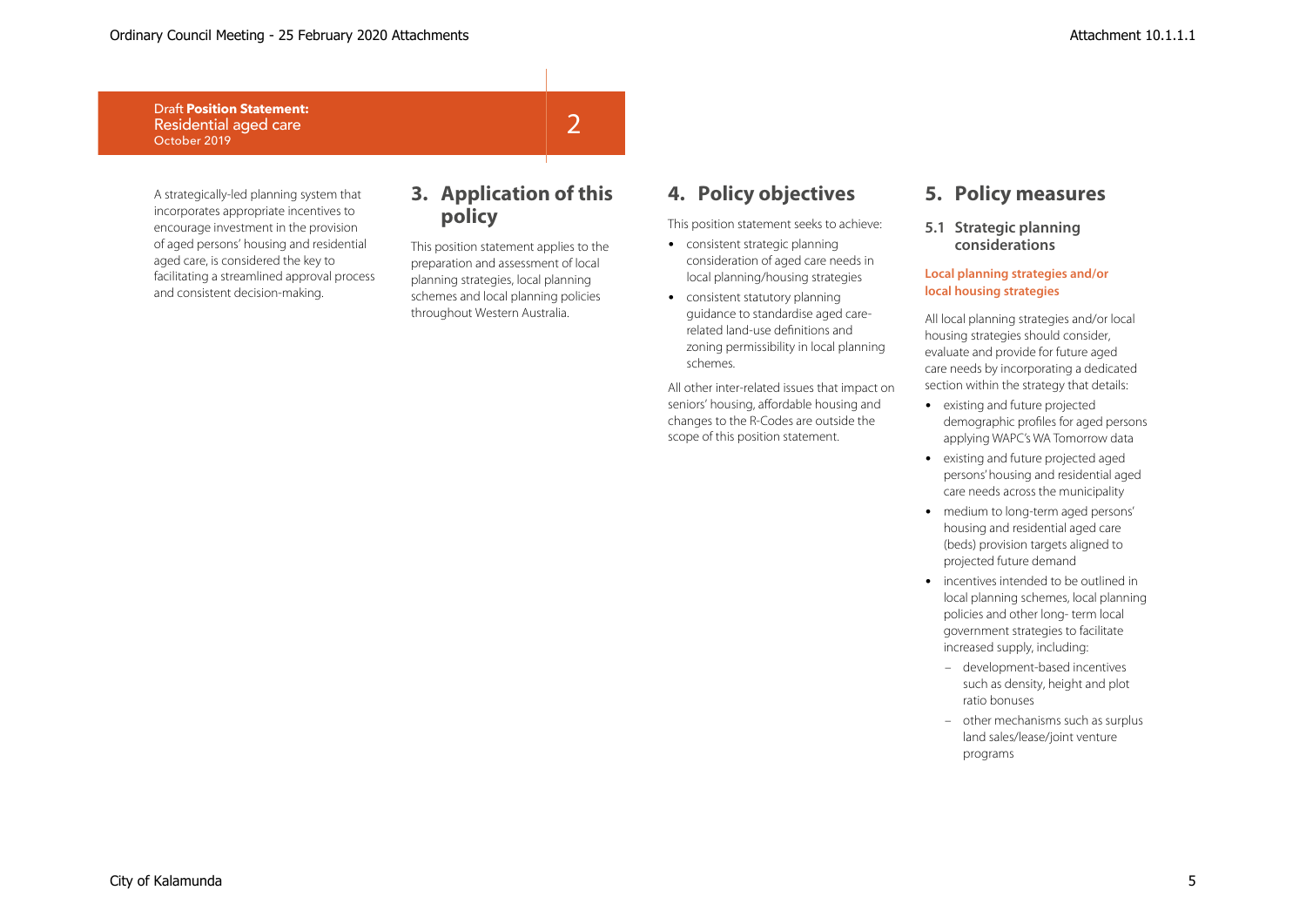A strategically-led planning system that incorporates appropriate incentives to encourage investment in the provision of aged persons' housing and residential aged care, is considered the key to facilitating a streamlined approval process and consistent decision-making.

## 3. Application of this policy

This position statement applies to the preparation and assessment of local planning strategies, local planning schemes and local planning policies throughout Western Australia.

## 4. Policy objectives

This position statement seeks to achieve:

- consistent strategic planning consideration of aged care needs in local planning/housing strategies
- consistent statutory planning guidance to standardise aged care-related land-use definitions and zoning permissibility in local planning schemes.

All other inter-related issues that impact on seniors' housing, affordable housing and changes to the R-Codes are outside the scope of this position statement.

## 5. Policy measures

### 5.1 Strategic planning considerations

#### Local planning strategies and/or local housing strategies

All local planning strategies and/or local housing strategies should consider, evaluate and provide for future aged care needs by incorporating a dedicated section within the strategy that details:

- existing and future projected demographic profiles for aged persons applying WAPC's WA Tomorrow data
- existing and future projected aged persons' housing and residential aged care needs across the municipality
- medium to long-term aged persons' housing and residential aged care (beds) provision targets aligned to projected future demand
- incentives intended to be outlined in local planning schemes, local planning policies and other long- term local government strategies to facilitate increased supply, including:
  - development-based incentives such as density, height and plot ratio bonuses
  - other mechanisms such as surplus land sales/lease/joint venture programs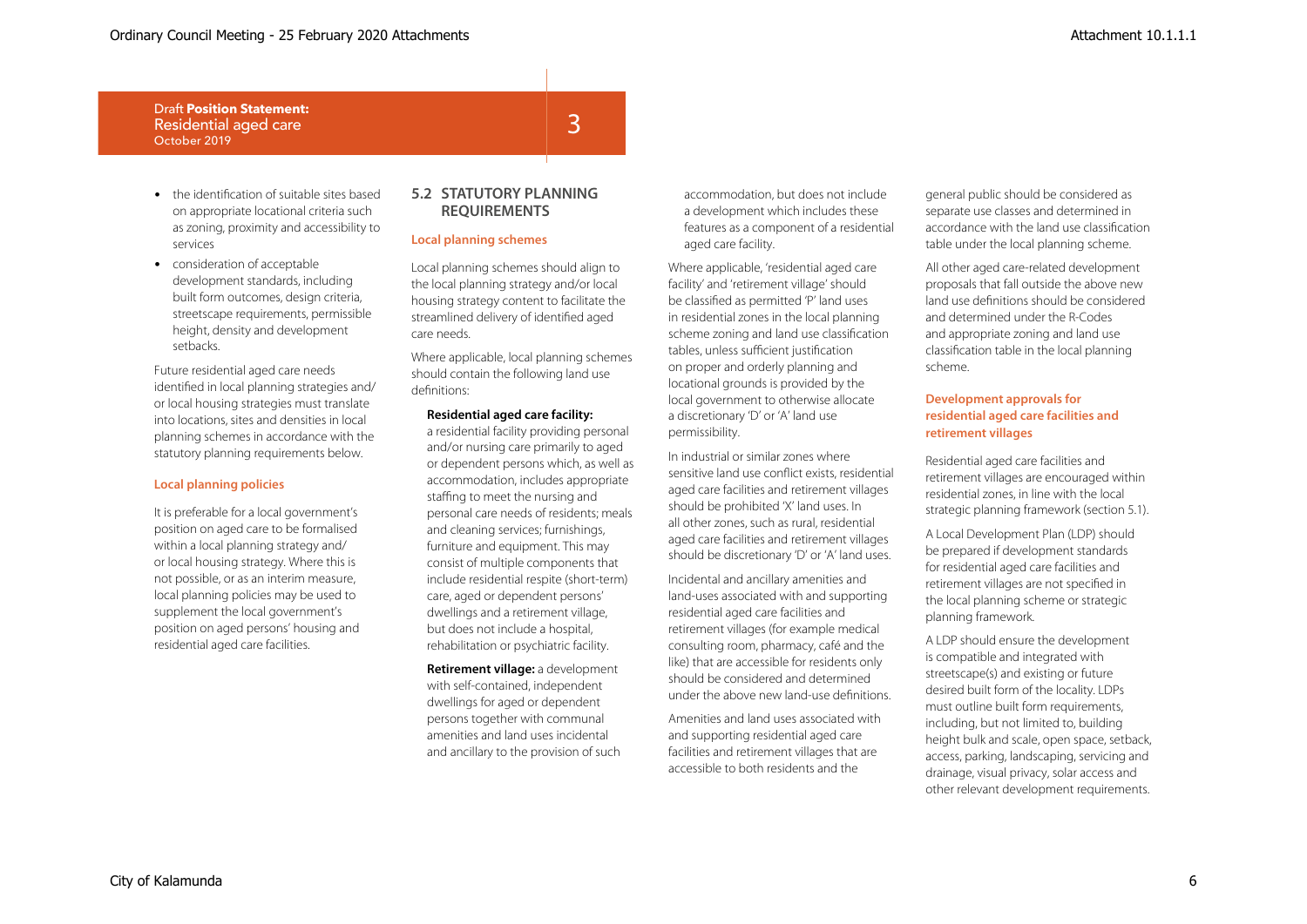- the identification of suitable sites based on appropriate locational criteria such as zoning, proximity and accessibility to services
- consideration of acceptable development standards, including built form outcomes, design criteria, streetscape requirements, permissible height, density and development setbacks.

Future residential aged care needs identified in local planning strategies and/or local housing strategies must translate into locations, sites and densities in local planning schemes in accordance with the statutory planning requirements below.

### Local planning policies

It is preferable for a local government's position on aged care to be formalised within a local planning strategy and/or local housing strategy. Where this is not possible, or as an interim measure, local planning policies may be used to supplement the local government's position on aged persons' housing and residential aged care facilities.

## 5.2 STATUTORY PLANNING REQUIREMENTS

### Local planning schemes

Local planning schemes should align to the local planning strategy and/or local housing strategy content to facilitate the streamlined delivery of identified aged care needs.

Where applicable, local planning schemes should contain the following land use definitions:

**Residential aged care facility:** a residential facility providing personal and/or nursing care primarily to aged or dependent persons which, as well as accommodation, includes appropriate staffing to meet the nursing and personal care needs of residents; meals and cleaning services; furnishings, furniture and equipment. This may consist of multiple components that include residential respite (short-term) care, aged or dependent persons' dwellings and a retirement village, but does not include a hospital, rehabilitation or psychiatric facility.

**Retirement village:** a development with self-contained, independent dwellings for aged or dependent persons together with communal amenities and land uses incidental and ancillary to the provision of such accommodation, but does not include a development which includes these features as a component of a residential aged care facility.

Where applicable, 'residential aged care facility' and 'retirement village' should be classified as permitted 'P' land uses in residential zones in the local planning scheme zoning and land use classification tables, unless sufficient justification on proper and orderly planning and locational grounds is provided by the local government to otherwise allocate a discretionary 'D' or 'A' land use permissibility.

In industrial or similar zones where sensitive land use conflict exists, residential aged care facilities and retirement villages should be prohibited 'X' land uses. In all other zones, such as rural, residential aged care facilities and retirement villages should be discretionary 'D' or 'A' land uses.

Incidental and ancillary amenities and land-uses associated with and supporting residential aged care facilities and retirement villages (for example medical consulting room, pharmacy, café and the like) that are accessible for residents only should be considered and determined under the above new land-use definitions.

Amenities and land uses associated with and supporting residential aged care facilities and retirement villages that are accessible to both residents and the general public should be considered as separate use classes and determined in accordance with the land use classification table under the local planning scheme.

All other aged care-related development proposals that fall outside the above new land use definitions should be considered and determined under the R-Codes and appropriate zoning and land use classification table in the local planning scheme.

### Development approvals for residential aged care facilities and retirement villages

Residential aged care facilities and retirement villages are encouraged within residential zones, in line with the local strategic planning framework (section 5.1).

A Local Development Plan (LDP) should be prepared if development standards for residential aged care facilities and retirement villages are not specified in the local planning scheme or strategic planning framework.

A LDP should ensure the development is compatible and integrated with streetscape(s) and existing or future desired built form of the locality. LDPs must outline built form requirements, including, but not limited to, building height bulk and scale, open space, setback, access, parking, landscaping, servicing and drainage, visual privacy, solar access and other relevant development requirements.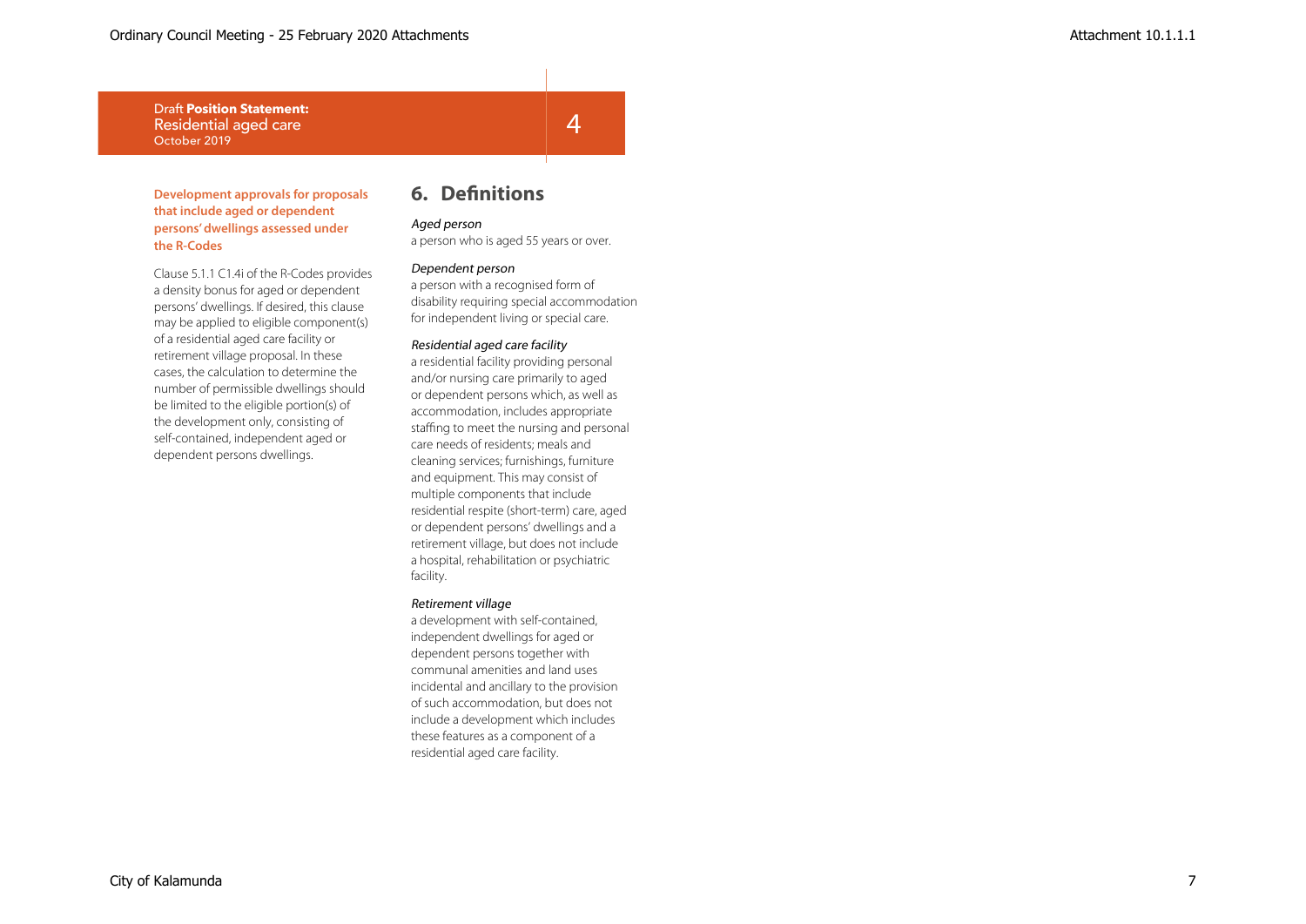**Development approvals for proposals that include aged or dependent persons' dwellings assessed under the R-Codes**

Clause 5.1.1 C1.4i of the R-Codes provides a density bonus for aged or dependent persons' dwellings. If desired, this clause may be applied to eligible component(s) of a residential aged care facility or retirement village proposal. In these cases, the calculation to determine the number of permissible dwellings should be limited to the eligible portion(s) of the development only, consisting of self-contained, independent aged or dependent persons dwellings.

## 6. Definitions

*Aged person*
a person who is aged 55 years or over.

*Dependent person*
a person with a recognised form of disability requiring special accommodation for independent living or special care.

*Residential aged care facility*
a residential facility providing personal and/or nursing care primarily to aged or dependent persons which, as well as accommodation, includes appropriate staffing to meet the nursing and personal care needs of residents; meals and cleaning services; furnishings, furniture and equipment. This may consist of multiple components that include residential respite (short-term) care, aged or dependent persons' dwellings and a retirement village, but does not include a hospital, rehabilitation or psychiatric facility.

*Retirement village*
a development with self-contained, independent dwellings for aged or dependent persons together with communal amenities and land uses incidental and ancillary to the provision of such accommodation, but does not include a development which includes these features as a component of a residential aged care facility.